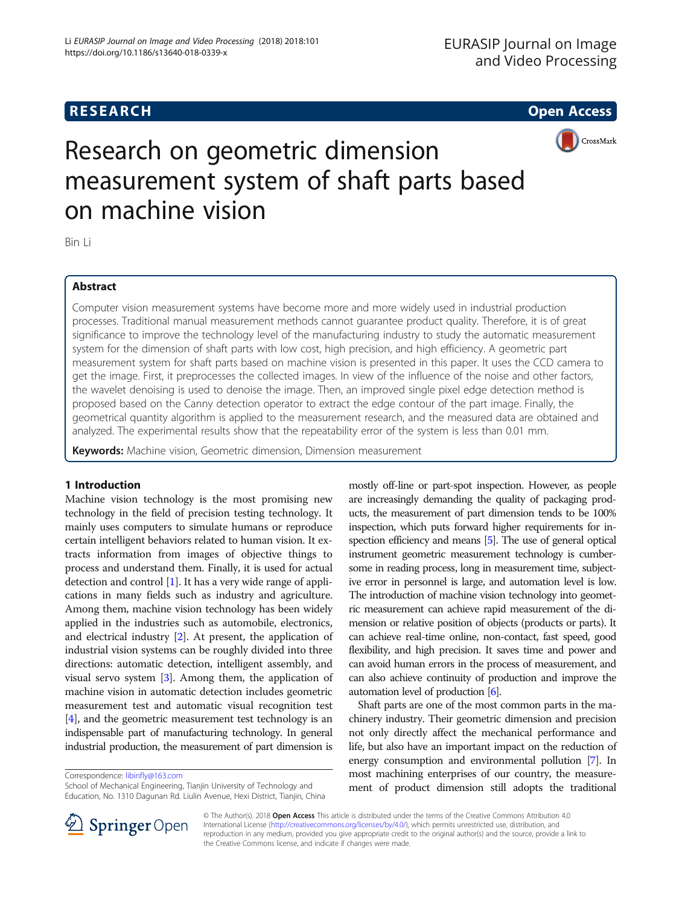# Research on geometric dimension measurement system of shaft parts based on machine vision

Bin Li

## Abstract

Computer vision measurement systems have become more and more widely used in industrial production processes. Traditional manual measurement methods cannot guarantee product quality. Therefore, it is of great significance to improve the technology level of the manufacturing industry to study the automatic measurement system for the dimension of shaft parts with low cost, high precision, and high efficiency. A geometric part measurement system for shaft parts based on machine vision is presented in this paper. It uses the CCD camera to get the image. First, it preprocesses the collected images. In view of the influence of the noise and other factors, the wavelet denoising is used to denoise the image. Then, an improved single pixel edge detection method is proposed based on the Canny detection operator to extract the edge contour of the part image. Finally, the geometrical quantity algorithm is applied to the measurement research, and the measured data are obtained and analyzed. The experimental results show that the repeatability error of the system is less than 0.01 mm.

**Keywords:** Machine vision, Geometric dimension, Dimension measurement

## 1 Introduction

Machine vision technology is the most promising new technology in the field of precision testing technology. It mainly uses computers to simulate humans or reproduce certain intelligent behaviors related to human vision. It extracts information from images of objective things to process and understand them. Finally, it is used for actual detection and control [1]. It has a very wide range of applications in many fields such as industry and agriculture. Among them, machine vision technology has been widely applied in the industries such as automobile, electronics, and electrical industry [2]. At present, the application of industrial vision systems can be roughly divided into three directions: automatic detection, intelligent assembly, and visual servo system [3]. Among them, the application of machine vision in automatic detection includes geometric measurement test and automatic visual recognition test [4], and the geometric measurement test technology is an indispensable part of manufacturing technology. In general industrial production, the measurement of part dimension is mostly off-line or part-spot inspection. However, as people are increasingly demanding the quality of packaging products, the measurement of part dimension tends to be 100% inspection, which puts forward higher requirements for inspection efficiency and means [5]. The use of general optical instrument geometric measurement technology is cumbersome in reading process, long in measurement time, subjective error in personnel is large, and automation level is low. The introduction of machine vision technology into geometric measurement can achieve rapid measurement of the dimension or relative position of objects (products or parts). It can achieve real-time online, non-contact, fast speed, good flexibility, and high precision. It saves time and power and can avoid human errors in the process of measurement, and can also achieve continuity of production and improve the automation level of production [6].

Shaft parts are one of the most common parts in the machinery industry. Their geometric dimension and precision not only directly affect the mechanical performance and life, but also have an important impact on the reduction of energy consumption and environmental pollution [7]. In most machining enterprises of our country, the measurement of product dimension still adopts the traditional

Correspondence: libinfly@163.com
School of Mechanical Engineering, Tianjin University of Technology and Education, No. 1310 Dagunan Rd. Liulin Avenue, Hexi District, Tianjin, China

© The Author(s). 2018 **Open Access** This article is distributed under the terms of the Creative Commons Attribution 4.0 International License (http://creativecommons.org/licenses/by/4.0/), which permits unrestricted use, distribution, and reproduction in any medium, provided you give appropriate credit to the original author(s) and the source, provide a link to the Creative Commons license, and indicate if changes were made.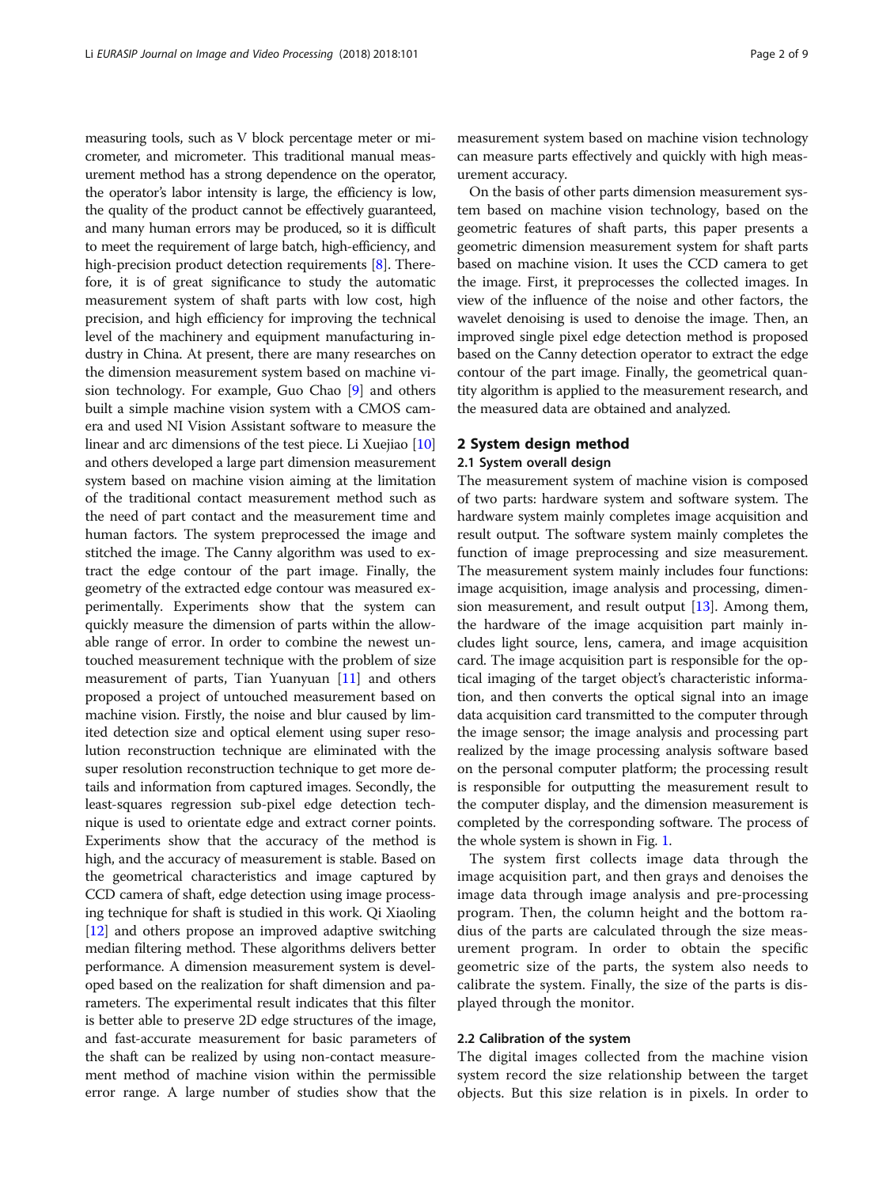measuring tools, such as V block percentage meter or micrometer, and micrometer. This traditional manual measurement method has a strong dependence on the operator, the operator's labor intensity is large, the efficiency is low, the quality of the product cannot be effectively guaranteed, and many human errors may be produced, so it is difficult to meet the requirement of large batch, high-efficiency, and high-precision product detection requirements [8]. Therefore, it is of great significance to study the automatic measurement system of shaft parts with low cost, high precision, and high efficiency for improving the technical level of the machinery and equipment manufacturing industry in China. At present, there are many researches on the dimension measurement system based on machine vision technology. For example, Guo Chao [9] and others built a simple machine vision system with a CMOS camera and used NI Vision Assistant software to measure the linear and arc dimensions of the test piece. Li Xuejiao [10] and others developed a large part dimension measurement system based on machine vision aiming at the limitation of the traditional contact measurement method such as the need of part contact and the measurement time and human factors. The system preprocessed the image and stitched the image. The Canny algorithm was used to extract the edge contour of the part image. Finally, the geometry of the extracted edge contour was measured experimentally. Experiments show that the system can quickly measure the dimension of parts within the allowable range of error. In order to combine the newest untouched measurement technique with the problem of size measurement of parts, Tian Yuanyuan [11] and others proposed a project of untouched measurement based on machine vision. Firstly, the noise and blur caused by limited detection size and optical element using super resolution reconstruction technique are eliminated with the super resolution reconstruction technique to get more details and information from captured images. Secondly, the least-squares regression sub-pixel edge detection technique is used to orientate edge and extract corner points. Experiments show that the accuracy of the method is high, and the accuracy of measurement is stable. Based on the geometrical characteristics and image captured by CCD camera of shaft, edge detection using image processing technique for shaft is studied in this work. Qi Xiaoling [12] and others propose an improved adaptive switching median filtering method. These algorithms delivers better performance. A dimension measurement system is developed based on the realization for shaft dimension and parameters. The experimental result indicates that this filter is better able to preserve 2D edge structures of the image, and fast-accurate measurement for basic parameters of the shaft can be realized by using non-contact measurement method of machine vision within the permissible error range. A large number of studies show that the measurement system based on machine vision technology can measure parts effectively and quickly with high measurement accuracy.

On the basis of other parts dimension measurement system based on machine vision technology, based on the geometric features of shaft parts, this paper presents a geometric dimension measurement system for shaft parts based on machine vision. It uses the CCD camera to get the image. First, it preprocesses the collected images. In view of the influence of the noise and other factors, the wavelet denoising is used to denoise the image. Then, an improved single pixel edge detection method is proposed based on the Canny detection operator to extract the edge contour of the part image. Finally, the geometrical quantity algorithm is applied to the measurement research, and the measured data are obtained and analyzed.

## 2 System design method

### 2.1 System overall design

The measurement system of machine vision is composed of two parts: hardware system and software system. The hardware system mainly completes image acquisition and result output. The software system mainly completes the function of image preprocessing and size measurement. The measurement system mainly includes four functions: image acquisition, image analysis and processing, dimension measurement, and result output [13]. Among them, the hardware of the image acquisition part mainly includes light source, lens, camera, and image acquisition card. The image acquisition part is responsible for the optical imaging of the target object's characteristic information, and then converts the optical signal into an image data acquisition card transmitted to the computer through the image sensor; the image analysis and processing part realized by the image processing analysis software based on the personal computer platform; the processing result is responsible for outputting the measurement result to the computer display, and the dimension measurement is completed by the corresponding software. The process of the whole system is shown in Fig. 1.

The system first collects image data through the image acquisition part, and then grays and denoises the image data through image analysis and pre-processing program. Then, the column height and the bottom radius of the parts are calculated through the size measurement program. In order to obtain the specific geometric size of the parts, the system also needs to calibrate the system. Finally, the size of the parts is displayed through the monitor.

### 2.2 Calibration of the system

The digital images collected from the machine vision system record the size relationship between the target objects. But this size relation is in pixels. In order to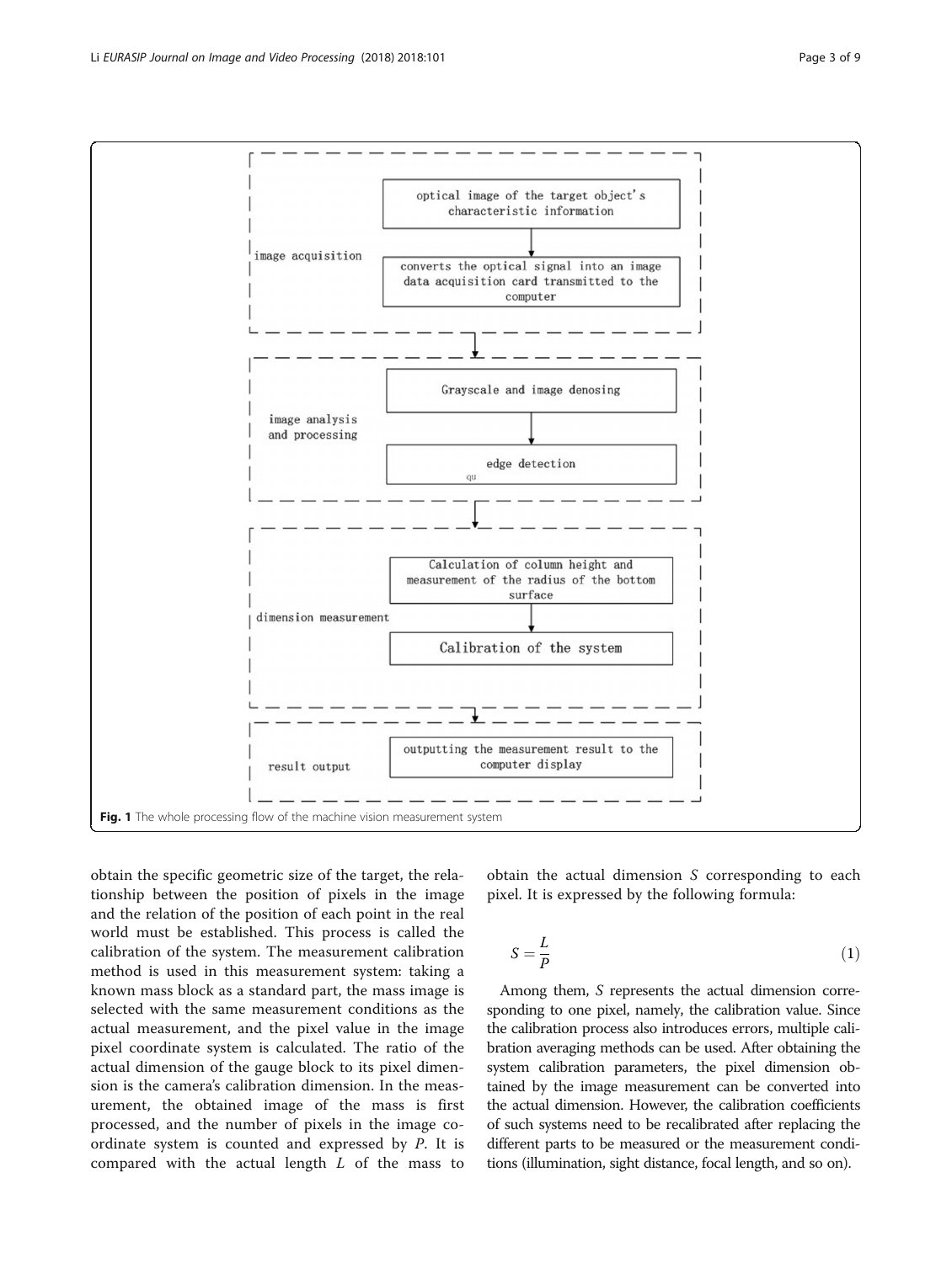**image acquisition**

- optical image of the target object's characteristic information
- converts the optical signal into an image data acquisition card transmitted to the computer

**image analysis and processing**

- Grayscale and image denosing
- edge detection

**dimension measurement**

- Calculation of column height and measurement of the radius of the bottom surface
- Calibration of the system

**result output**

- outputting the measurement result to the computer display

**Fig. 1** The whole processing flow of the machine vision measurement system

obtain the specific geometric size of the target, the relationship between the position of pixels in the image and the relation of the position of each point in the real world must be established. This process is called the calibration of the system. The measurement calibration method is used in this measurement system: taking a known mass block as a standard part, the mass image is selected with the same measurement conditions as the actual measurement, and the pixel value in the image pixel coordinate system is calculated. The ratio of the actual dimension of the gauge block to its pixel dimension is the camera's calibration dimension. In the measurement, the obtained image of the mass is first processed, and the number of pixels in the image coordinate system is counted and expressed by $P$. It is compared with the actual length $L$ of the mass to obtain the actual dimension $S$ corresponding to each pixel. It is expressed by the following formula:

$$S = \frac{L}{P} \tag{1}$$

Among them, $S$ represents the actual dimension corresponding to one pixel, namely, the calibration value. Since the calibration process also introduces errors, multiple calibration averaging methods can be used. After obtaining the system calibration parameters, the pixel dimension obtained by the image measurement can be converted into the actual dimension. However, the calibration coefficients of such systems need to be recalibrated after replacing the different parts to be measured or the measurement conditions (illumination, sight distance, focal length, and so on).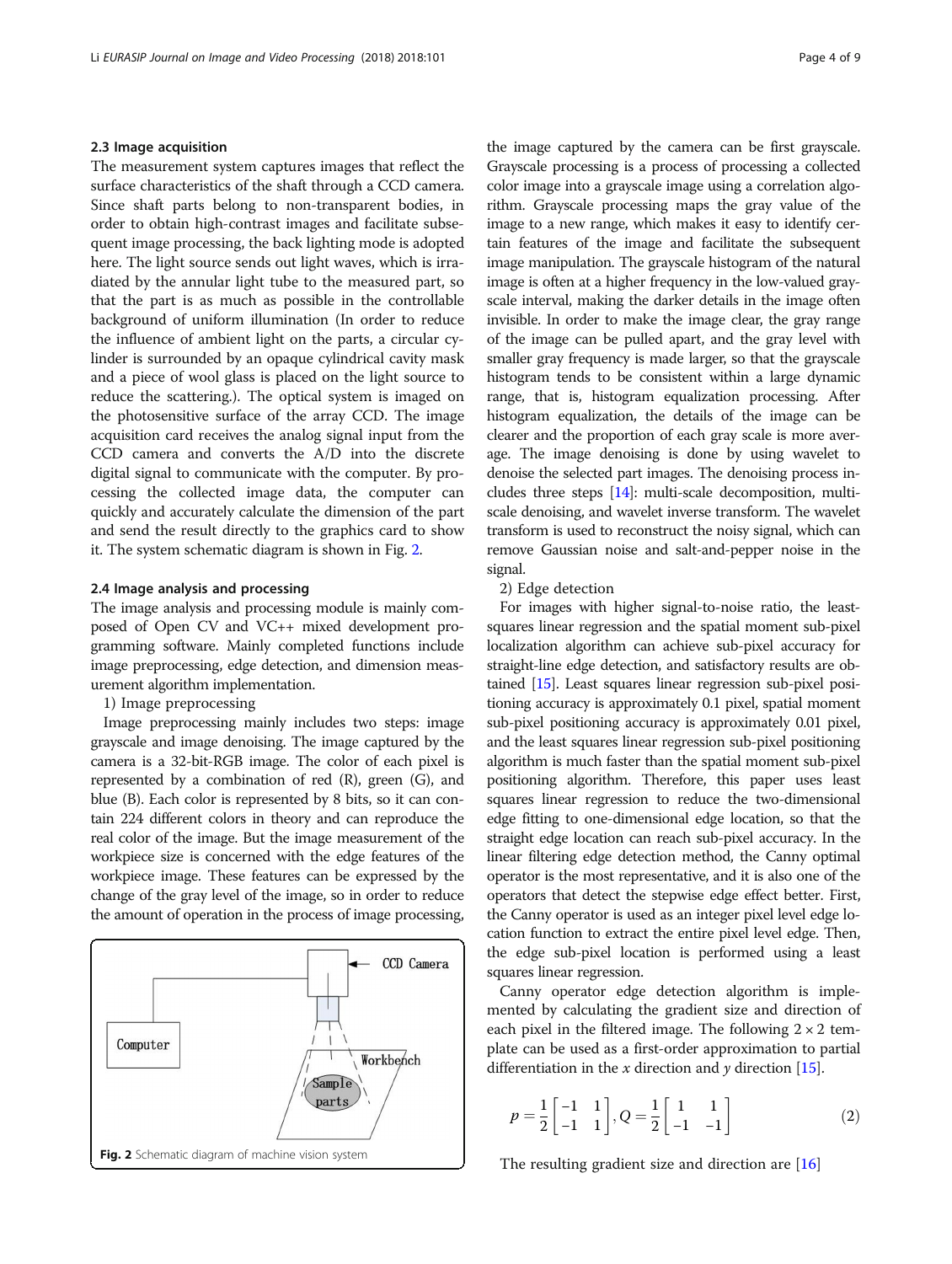### 2.3 Image acquisition

The measurement system captures images that reflect the surface characteristics of the shaft through a CCD camera. Since shaft parts belong to non-transparent bodies, in order to obtain high-contrast images and facilitate subsequent image processing, the back lighting mode is adopted here. The light source sends out light waves, which is irradiated by the annular light tube to the measured part, so that the part is as much as possible in the controllable background of uniform illumination (In order to reduce the influence of ambient light on the parts, a circular cylinder is surrounded by an opaque cylindrical cavity mask and a piece of wool glass is placed on the light source to reduce the scattering.). The optical system is imaged on the photosensitive surface of the array CCD. The image acquisition card receives the analog signal input from the CCD camera and converts the A/D into the discrete digital signal to communicate with the computer. By processing the collected image data, the computer can quickly and accurately calculate the dimension of the part and send the result directly to the graphics card to show it. The system schematic diagram is shown in Fig. 2.

Fig. 2 Schematic diagram of machine vision system

### 2.4 Image analysis and processing

The image analysis and processing module is mainly composed of Open CV and VC++ mixed development programming software. Mainly completed functions include image preprocessing, edge detection, and dimension measurement algorithm implementation.

1) Image preprocessing

Image preprocessing mainly includes two steps: image grayscale and image denoising. The image captured by the camera is a 32-bit-RGB image. The color of each pixel is represented by a combination of red (R), green (G), and blue (B). Each color is represented by 8 bits, so it can contain 224 different colors in theory and can reproduce the real color of the image. But the image measurement of the workpiece size is concerned with the edge features of the workpiece image. These features can be expressed by the change of the gray level of the image, so in order to reduce the amount of operation in the process of image processing, the image captured by the camera can be first grayscale. Grayscale processing is a process of processing a collected color image into a grayscale image using a correlation algorithm. Grayscale processing maps the gray value of the image to a new range, which makes it easy to identify certain features of the image and facilitate the subsequent image manipulation. The grayscale histogram of the natural image is often at a higher frequency in the low-valued grayscale interval, making the darker details in the image often invisible. In order to make the image clear, the gray range of the image can be pulled apart, and the gray level with smaller gray frequency is made larger, so that the grayscale histogram tends to be consistent within a large dynamic range, that is, histogram equalization processing. After histogram equalization, the details of the image can be clearer and the proportion of each gray scale is more average. The image denoising is done by using wavelet to denoise the selected part images. The denoising process includes three steps [14]: multi-scale decomposition, multi-scale denoising, and wavelet inverse transform. The wavelet transform is used to reconstruct the noisy signal, which can remove Gaussian noise and salt-and-pepper noise in the signal.

2) Edge detection

For images with higher signal-to-noise ratio, the least-squares linear regression and the spatial moment sub-pixel localization algorithm can achieve sub-pixel accuracy for straight-line edge detection, and satisfactory results are obtained [15]. Least squares linear regression sub-pixel positioning accuracy is approximately 0.1 pixel, spatial moment sub-pixel positioning accuracy is approximately 0.01 pixel, and the least squares linear regression sub-pixel positioning algorithm is much faster than the spatial moment sub-pixel positioning algorithm. Therefore, this paper uses least squares linear regression to reduce the two-dimensional edge fitting to one-dimensional edge location, so that the straight edge location can reach sub-pixel accuracy. In the linear filtering edge detection method, the Canny optimal operator is the most representative, and it is also one of the operators that detect the stepwise edge effect better. First, the Canny operator is used as an integer pixel level edge location function to extract the entire pixel level edge. Then, the edge sub-pixel location is performed using a least squares linear regression.

Canny operator edge detection algorithm is implemented by calculating the gradient size and direction of each pixel in the filtered image. The following $2 \times 2$ template can be used as a first-order approximation to partial differentiation in the $x$ direction and $y$ direction [15].

$$p = \frac{1}{2}\begin{bmatrix} -1 & 1 \\ -1 & 1 \end{bmatrix}, Q = \frac{1}{2}\begin{bmatrix} 1 & 1 \\ -1 & -1 \end{bmatrix} \tag{2}$$

The resulting gradient size and direction are [16]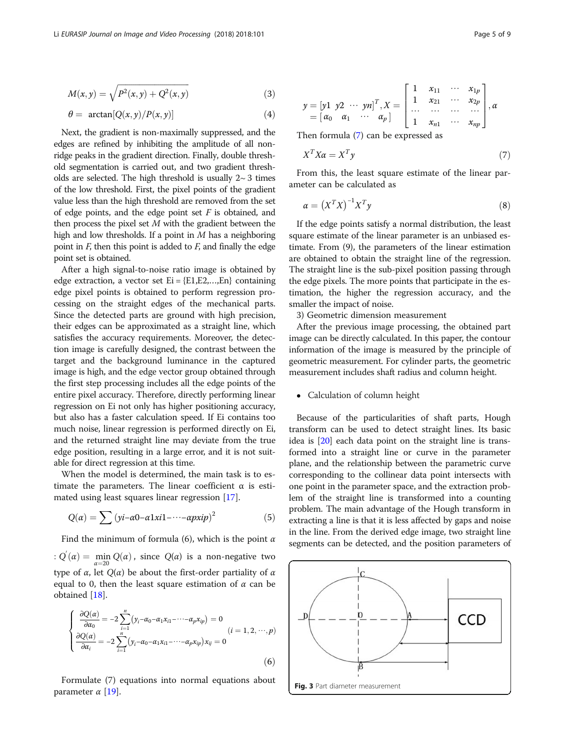$$M(x,y) = \sqrt{P^2(x,y) + Q^2(x,y)} \tag{3}$$

$$\theta = \arctan[Q(x,y)/P(x,y)] \tag{4}$$

Next, the gradient is non-maximally suppressed, and the edges are refined by inhibiting the amplitude of all non-ridge peaks in the gradient direction. Finally, double threshold segmentation is carried out, and two gradient thresholds are selected. The high threshold is usually 2~ 3 times of the low threshold. First, the pixel points of the gradient value less than the high threshold are removed from the set of edge points, and the edge point set $F$ is obtained, and then process the pixel set $M$ with the gradient between the high and low thresholds. If a point in $M$ has a neighboring point in $F$, then this point is added to $F$, and finally the edge point set is obtained.

After a high signal-to-noise ratio image is obtained by edge extraction, a vector set Ei = {E1,E2,…,En} containing edge pixel points is obtained to perform regression processing on the straight edges of the mechanical parts. Since the detected parts are ground with high precision, their edges can be approximated as a straight line, which satisfies the accuracy requirements. Moreover, the detection image is carefully designed, the contrast between the target and the background luminance in the captured image is high, and the edge vector group obtained through the first step processing includes all the edge points of the entire pixel accuracy. Therefore, directly performing linear regression on Ei not only has higher positioning accuracy, but also has a faster calculation speed. If Ei contains too much noise, linear regression is performed directly on Ei, and the returned straight line may deviate from the true edge position, resulting in a large error, and it is not suitable for direct regression at this time.

When the model is determined, the main task is to estimate the parameters. The linear coefficient α is estimated using least squares linear regression [17].

$$Q(\alpha) = \sum (yi - \alpha 0 - \alpha 1xi1 - \cdots - \alpha pxip)^2 \tag{5}$$

Find the minimum of formula (6), which is the point $\alpha$ : $Q'(\alpha) = \min\limits_{\alpha=20} Q(\alpha)$, since $Q(\alpha)$ is a non-negative two type of $\alpha$, let $Q(\alpha)$ be about the first-order partiality of $\alpha$ equal to 0, then the least square estimation of $\alpha$ can be obtained [18].

$$\begin{cases} \dfrac{\partial Q(\alpha)}{\partial \alpha_0} = -2\sum\limits_{i=1}^{n}(y_i - \alpha_0 - \alpha_1 x_{i1} - \cdots - \alpha_p x_{ip}) = 0 \\ \dfrac{\partial Q(\alpha)}{\partial \alpha_i} = -2\sum\limits_{i=1}^{n}(y_i - \alpha_0 - \alpha_1 x_{i1} - \cdots - \alpha_p x_{ip}) x_{ij} = 0 \end{cases} \quad (i = 1, 2, \cdots, p) \tag{6}$$

Formulate (7) equations into normal equations about parameter $\alpha$ [19].

$$y = [y1\ \ y2\ \ \cdots\ \ yn]^T, X = \begin{bmatrix} 1 & x_{11} & \cdots & x_{1p} \\ 1 & x_{21} & \cdots & x_{2p} \\ \cdots & \cdots & \cdots & \cdots \\ 1 & x_{n1} & \cdots & x_{np} \end{bmatrix}, \alpha = [\alpha_0\ \ \alpha_1\ \ \cdots\ \ \alpha_p]$$

Then formula (7) can be expressed as

$$X^T X \alpha = X^T y \tag{7}$$

From this, the least square estimate of the linear parameter can be calculated as

$$\alpha = \left(X^T X\right)^{-1} X^T y \tag{8}$$

If the edge points satisfy a normal distribution, the least square estimate of the linear parameter is an unbiased estimate. From (9), the parameters of the linear estimation are obtained to obtain the straight line of the regression. The straight line is the sub-pixel position passing through the edge pixels. The more points that participate in the estimation, the higher the regression accuracy, and the smaller the impact of noise.

3) Geometric dimension measurement

After the previous image processing, the obtained part image can be directly calculated. In this paper, the contour information of the image is measured by the principle of geometric measurement. For cylinder parts, the geometric measurement includes shaft radius and column height.

- Calculation of column height

Because of the particularities of shaft parts, Hough transform can be used to detect straight lines. Its basic idea is [20] each data point on the straight line is transformed into a straight line or curve in the parameter plane, and the relationship between the parametric curve corresponding to the collinear data point intersects with one point in the parameter space, and the extraction problem of the straight line is transformed into a counting problem. The main advantage of the Hough transform in extracting a line is that it is less affected by gaps and noise in the line. From the derived edge image, two straight line segments can be detected, and the position parameters of

**Fig. 3** Part diameter measurement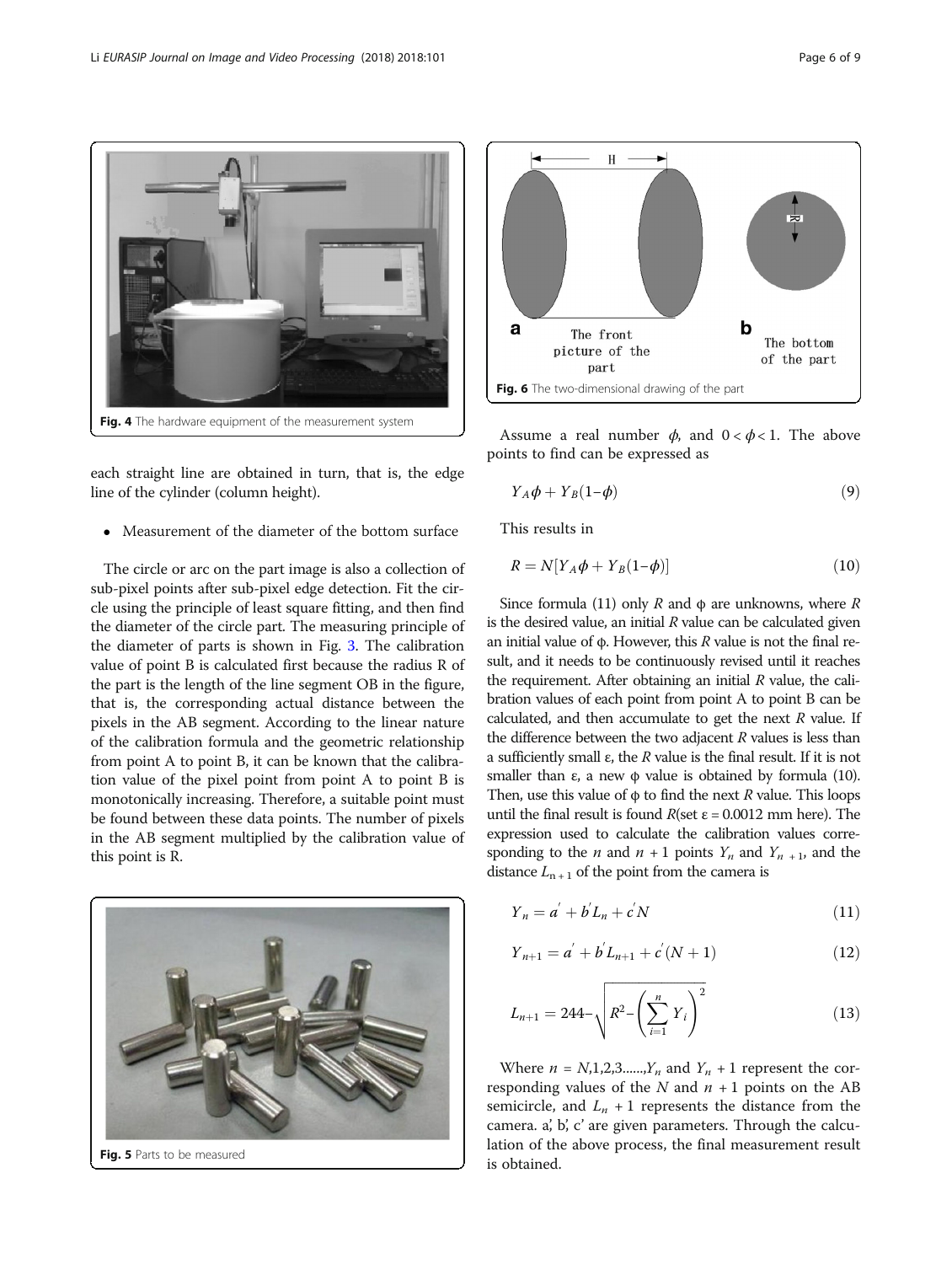Fig. 4 The hardware equipment of the measurement system

each straight line are obtained in turn, that is, the edge line of the cylinder (column height).

- Measurement of the diameter of the bottom surface

The circle or arc on the part image is also a collection of sub-pixel points after sub-pixel edge detection. Fit the circle using the principle of least square fitting, and then find the diameter of the circle part. The measuring principle of the diameter of parts is shown in Fig. 3. The calibration value of point B is calculated first because the radius R of the part is the length of the line segment OB in the figure, that is, the corresponding actual distance between the pixels in the AB segment. According to the linear nature of the calibration formula and the geometric relationship from point A to point B, it can be known that the calibration value of the pixel point from point A to point B is monotonically increasing. Therefore, a suitable point must be found between these data points. The number of pixels in the AB segment multiplied by the calibration value of this point is R.

Fig. 5 Parts to be measured

Fig. 6 The two-dimensional drawing of the part

Assume a real number $\phi$, and $0 < \phi < 1$. The above points to find can be expressed as

$$Y_A \phi + Y_B (1 - \phi) \tag{9}$$

This results in

$$R = N[Y_A \phi + Y_B (1 - \phi)] \tag{10}$$

Since formula (11) only $R$ and φ are unknowns, where $R$ is the desired value, an initial $R$ value can be calculated given an initial value of φ. However, this $R$ value is not the final result, and it needs to be continuously revised until it reaches the requirement. After obtaining an initial $R$ value, the calibration values of each point from point A to point B can be calculated, and then accumulate to get the next $R$ value. If the difference between the two adjacent $R$ values is less than a sufficiently small ε, the $R$ value is the final result. If it is not smaller than ε, a new φ value is obtained by formula (10). Then, use this value of φ to find the next $R$ value. This loops until the final result is found $R$(set ε = 0.0012 mm here). The expression used to calculate the calibration values corresponding to the $n$ and $n + 1$ points $Y_n$ and $Y_{n+1}$, and the distance $L_{n+1}$ of the point from the camera is

$$Y_n = a' + b' L_n + c' N \tag{11}$$

$$Y_{n+1} = a' + b' L_{n+1} + c' (N + 1) \tag{12}$$

$$L_{n+1} = 244 - \sqrt{R^2 - \left( \sum_{i=1}^{n} Y_i \right)^2} \tag{13}$$

Where $n = N$,1,2,3......,$Y_n$ and $Y_n + 1$ represent the corresponding values of the $N$ and $n + 1$ points on the AB semicircle, and $L_n + 1$ represents the distance from the camera. a', b', c' are given parameters. Through the calculation of the above process, the final measurement result is obtained.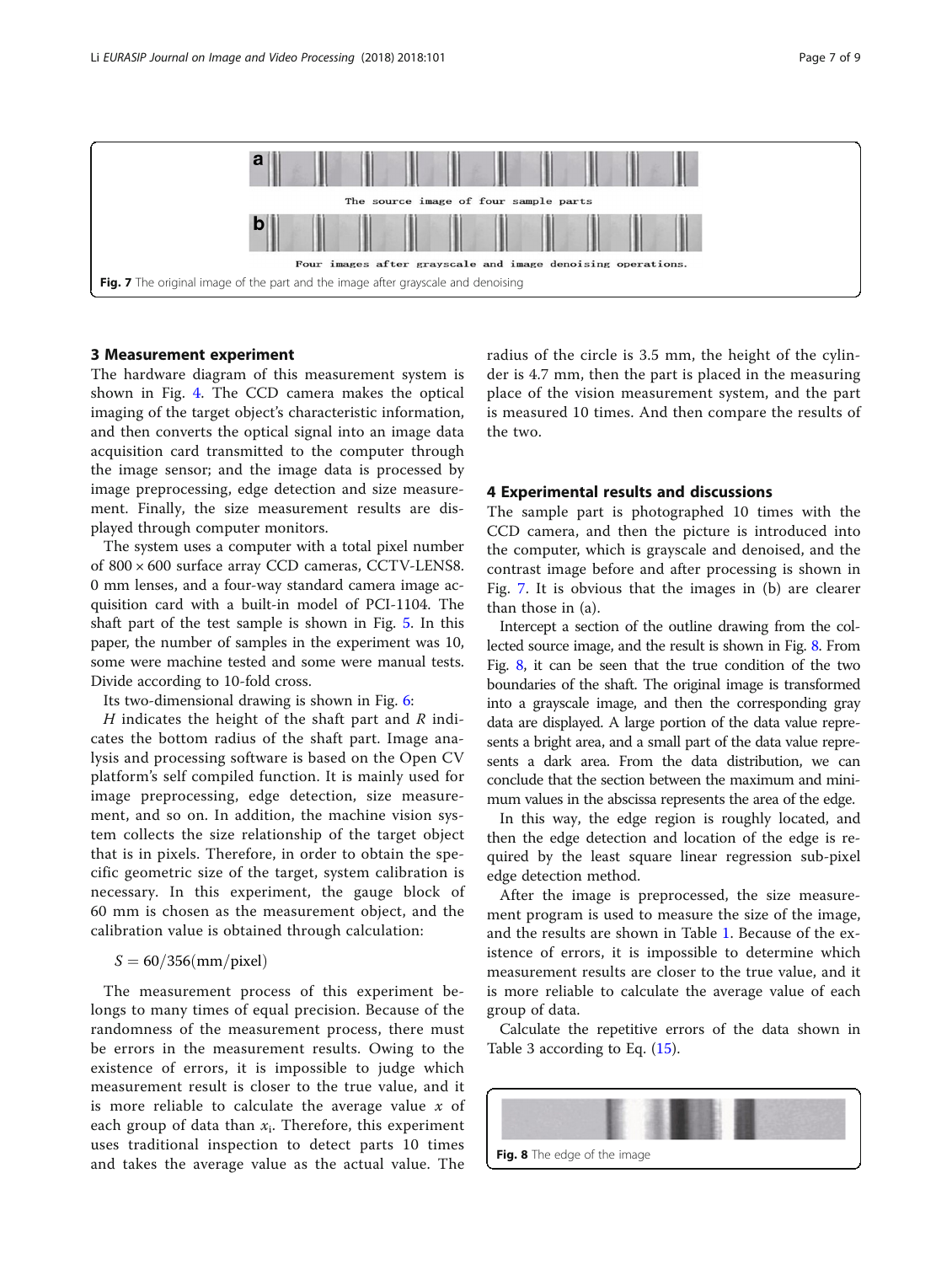Fig. 7 The original image of the part and the image after grayscale and denoising

## 3 Measurement experiment

The hardware diagram of this measurement system is shown in Fig. 4. The CCD camera makes the optical imaging of the target object's characteristic information, and then converts the optical signal into an image data acquisition card transmitted to the computer through the image sensor; and the image data is processed by image preprocessing, edge detection and size measurement. Finally, the size measurement results are displayed through computer monitors.

The system uses a computer with a total pixel number of 800 × 600 surface array CCD cameras, CCTV-LENS8. 0 mm lenses, and a four-way standard camera image acquisition card with a built-in model of PCI-1104. The shaft part of the test sample is shown in Fig. 5. In this paper, the number of samples in the experiment was 10, some were machine tested and some were manual tests. Divide according to 10-fold cross.

Its two-dimensional drawing is shown in Fig. 6:

$H$ indicates the height of the shaft part and $R$ indicates the bottom radius of the shaft part. Image analysis and processing software is based on the Open CV platform's self compiled function. It is mainly used for image preprocessing, edge detection, size measurement, and so on. In addition, the machine vision system collects the size relationship of the target object that is in pixels. Therefore, in order to obtain the specific geometric size of the target, system calibration is necessary. In this experiment, the gauge block of 60 mm is chosen as the measurement object, and the calibration value is obtained through calculation:

$$S = 60/356(\text{mm/pixel})$$

The measurement process of this experiment belongs to many times of equal precision. Because of the randomness of the measurement process, there must be errors in the measurement results. Owing to the existence of errors, it is impossible to judge which measurement result is closer to the true value, and it is more reliable to calculate the average value $x$ of each group of data than $x_i$. Therefore, this experiment uses traditional inspection to detect parts 10 times and takes the average value as the actual value. The radius of the circle is 3.5 mm, the height of the cylinder is 4.7 mm, then the part is placed in the measuring place of the vision measurement system, and the part is measured 10 times. And then compare the results of the two.

## 4 Experimental results and discussions

The sample part is photographed 10 times with the CCD camera, and then the picture is introduced into the computer, which is grayscale and denoised, and the contrast image before and after processing is shown in Fig. 7. It is obvious that the images in (b) are clearer than those in (a).

Intercept a section of the outline drawing from the collected source image, and the result is shown in Fig. 8. From Fig. 8, it can be seen that the true condition of the two boundaries of the shaft. The original image is transformed into a grayscale image, and then the corresponding gray data are displayed. A large portion of the data value represents a bright area, and a small part of the data value represents a dark area. From the data distribution, we can conclude that the section between the maximum and minimum values in the abscissa represents the area of the edge.

In this way, the edge region is roughly located, and then the edge detection and location of the edge is required by the least square linear regression sub-pixel edge detection method.

After the image is preprocessed, the size measurement program is used to measure the size of the image, and the results are shown in Table 1. Because of the existence of errors, it is impossible to determine which measurement results are closer to the true value, and it is more reliable to calculate the average value of each group of data.

Calculate the repetitive errors of the data shown in Table 3 according to Eq. (15).

Fig. 8 The edge of the image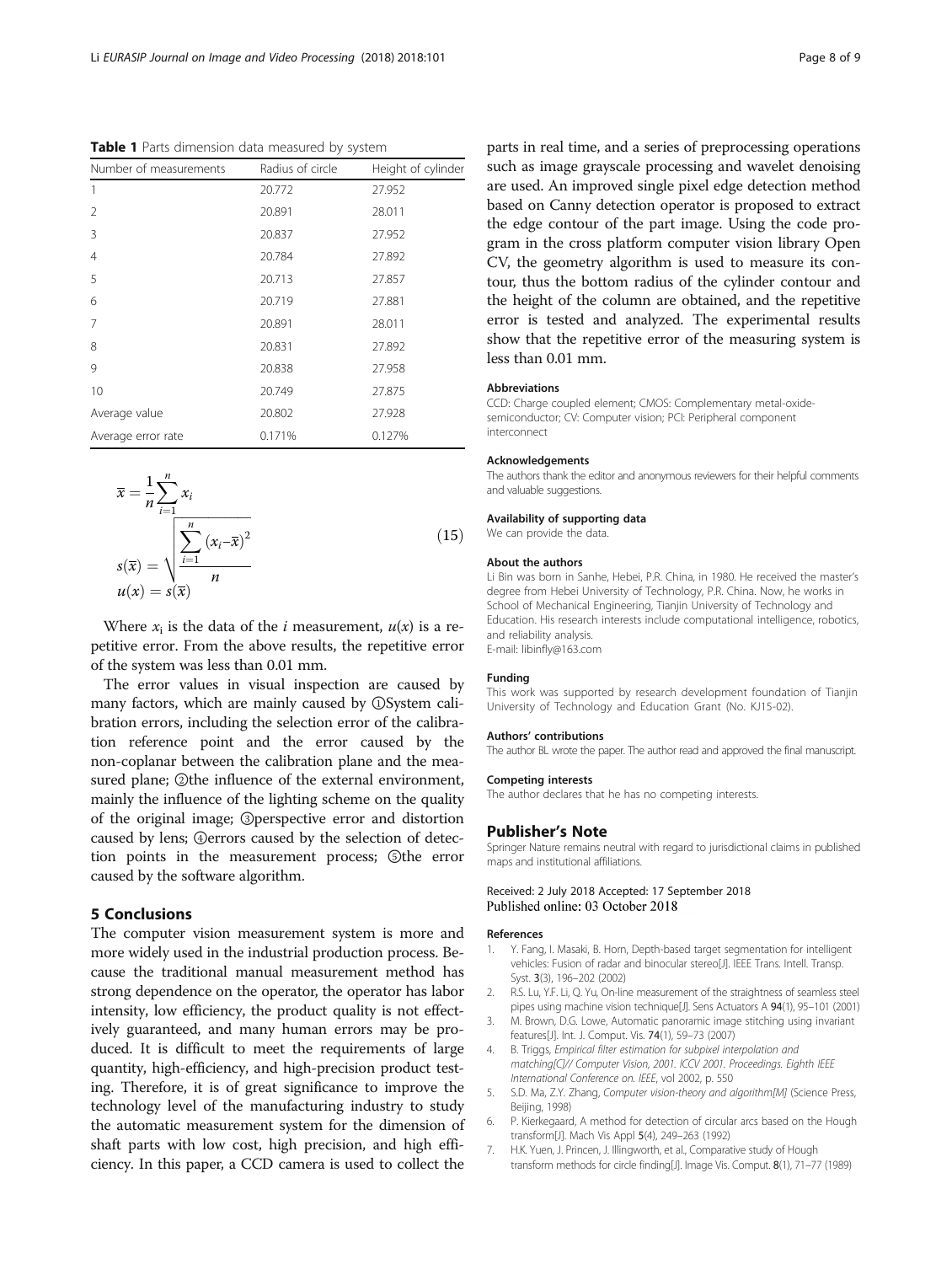**Table 1** Parts dimension data measured by system

| Number of measurements | Radius of circle | Height of cylinder |
| --- | --- | --- |
| 1 | 20.772 | 27.952 |
| 2 | 20.891 | 28.011 |
| 3 | 20.837 | 27.952 |
| 4 | 20.784 | 27.892 |
| 5 | 20.713 | 27.857 |
| 6 | 20.719 | 27.881 |
| 7 | 20.891 | 28.011 |
| 8 | 20.831 | 27.892 |
| 9 | 20.838 | 27.958 |
| 10 | 20.749 | 27.875 |
| Average value | 20.802 | 27.928 |
| Average error rate | 0.171% | 0.127% |

$$
\begin{aligned}
\overline{x} &= \frac{1}{n}\sum_{i=1}^{n} x_i \\
s(\overline{x}) &= \sqrt{\frac{\sum_{i=1}^{n} (x_i - \overline{x})^2}{n}} \\
u(x) &= s(\overline{x})
\end{aligned}
\tag{15}
$$

Where $x_i$ is the data of the $i$ measurement, $u(x)$ is a repetitive error. From the above results, the repetitive error of the system was less than 0.01 mm.

The error values in visual inspection are caused by many factors, which are mainly caused by ①System calibration errors, including the selection error of the calibration reference point and the error caused by the non-coplanar between the calibration plane and the measured plane; ②the influence of the external environment, mainly the influence of the lighting scheme on the quality of the original image; ③perspective error and distortion caused by lens; ④errors caused by the selection of detection points in the measurement process; ⑤the error caused by the software algorithm.

## 5 Conclusions

The computer vision measurement system is more and more widely used in the industrial production process. Because the traditional manual measurement method has strong dependence on the operator, the operator has labor intensity, low efficiency, the product quality is not effectively guaranteed, and many human errors may be produced. It is difficult to meet the requirements of large quantity, high-efficiency, and high-precision product testing. Therefore, it is of great significance to improve the technology level of the manufacturing industry to study the automatic measurement system for the dimension of shaft parts with low cost, high precision, and high efficiency. In this paper, a CCD camera is used to collect the parts in real time, and a series of preprocessing operations such as image grayscale processing and wavelet denoising are used. An improved single pixel edge detection method based on Canny detection operator is proposed to extract the edge contour of the part image. Using the code program in the cross platform computer vision library Open CV, the geometry algorithm is used to measure its contour, thus the bottom radius of the cylinder contour and the height of the column are obtained, and the repetitive error is tested and analyzed. The experimental results show that the repetitive error of the measuring system is less than 0.01 mm.

### Abbreviations

CCD: Charge coupled element; CMOS: Complementary metal-oxide-semiconductor; CV: Computer vision; PCI: Peripheral component interconnect

### Acknowledgements

The authors thank the editor and anonymous reviewers for their helpful comments and valuable suggestions.

### Availability of supporting data

We can provide the data.

### About the authors

Li Bin was born in Sanhe, Hebei, P.R. China, in 1980. He received the master's degree from Hebei University of Technology, P.R. China. Now, he works in School of Mechanical Engineering, Tianjin University of Technology and Education. His research interests include computational intelligence, robotics, and reliability analysis.
E-mail: libinfly@163.com

### Funding

This work was supported by research development foundation of Tianjin University of Technology and Education Grant (No. KJ15-02).

### Authors' contributions

The author BL wrote the paper. The author read and approved the final manuscript.

### Competing interests

The author declares that he has no competing interests.

## Publisher's Note

Springer Nature remains neutral with regard to jurisdictional claims in published maps and institutional affiliations.

Received: 2 July 2018 Accepted: 17 September 2018
Published online: 03 October 2018

### References

1. Y. Fang, I. Masaki, B. Horn, Depth-based target segmentation for intelligent vehicles: Fusion of radar and binocular stereo[J]. IEEE Trans. Intell. Transp. Syst. **3**(3), 196–202 (2002)
2. R.S. Lu, Y.F. Li, Q. Yu, On-line measurement of the straightness of seamless steel pipes using machine vision technique[J]. Sens Actuators A **94**(1), 95–101 (2001)
3. M. Brown, D.G. Lowe, Automatic panoramic image stitching using invariant features[J]. Int. J. Comput. Vis. **74**(1), 59–73 (2007)
4. B. Triggs, *Empirical filter estimation for subpixel interpolation and matching[C]// Computer Vision, 2001. ICCV 2001. Proceedings. Eighth IEEE International Conference on. IEEE*, vol 2002, p. 550
5. S.D. Ma, Z.Y. Zhang, *Computer vision-theory and algorithm[M]* (Science Press, Beijing, 1998)
6. P. Kierkegaard, A method for detection of circular arcs based on the Hough transform[J]. Mach Vis Appl **5**(4), 249–263 (1992)
7. H.K. Yuen, J. Princen, J. Illingworth, et al., Comparative study of Hough transform methods for circle finding[J]. Image Vis. Comput. **8**(1), 71–77 (1989)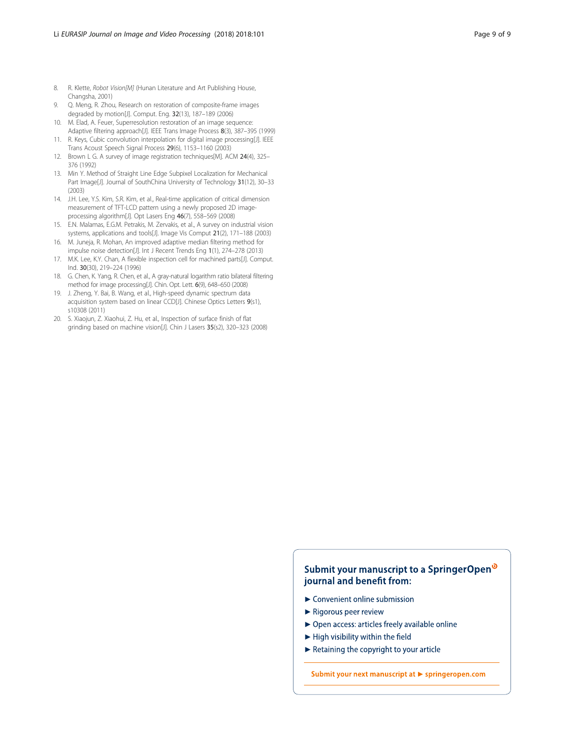8. R. Klette, *Robot Vision[M]* (Hunan Literature and Art Publishing House, Changsha, 2001)
9. Q. Meng, R. Zhou, Research on restoration of composite-frame images degraded by motion[J]. Comput. Eng. **32**(13), 187–189 (2006)
10. M. Elad, A. Feuer, Superresolution restoration of an image sequence: Adaptive filtering approach[J]. IEEE Trans Image Process **8**(3), 387–395 (1999)
11. R. Keys, Cubic convolution interpolation for digital image processing[J]. IEEE Trans Acoust Speech Signal Process **29**(6), 1153–1160 (2003)
12. Brown L G. A survey of image registration techniques[M]. ACM **24**(4), 325–376 (1992)
13. Min Y. Method of Straight Line Edge Subpixel Localization for Mechanical Part Image[J]. Journal of SouthChina University of Technology **31**(12), 30–33 (2003)
14. J.H. Lee, Y.S. Kim, S.R. Kim, et al., Real-time application of critical dimension measurement of TFT-LCD pattern using a newly proposed 2D image-processing algorithm[J]. Opt Lasers Eng **46**(7), 558–569 (2008)
15. E.N. Malamas, E.G.M. Petrakis, M. Zervakis, et al., A survey on industrial vision systems, applications and tools[J]. Image Vis Comput **21**(2), 171–188 (2003)
16. M. Juneja, R. Mohan, An improved adaptive median filtering method for impulse noise detection[J]. Int J Recent Trends Eng **1**(1), 274–278 (2013)
17. M.K. Lee, K.Y. Chan, A flexible inspection cell for machined parts[J]. Comput. Ind. **30**(30), 219–224 (1996)
18. G. Chen, K. Yang, R. Chen, et al., A gray-natural logarithm ratio bilateral filtering method for image processing[J]. Chin. Opt. Lett. **6**(9), 648–650 (2008)
19. J. Zheng, Y. Bai, B. Wang, et al., High-speed dynamic spectrum data acquisition system based on linear CCD[J]. Chinese Optics Letters **9**(s1), s10308 (2011)
20. S. Xiaojun, Z. Xiaohui, Z. Hu, et al., Inspection of surface finish of flat grinding based on machine vision[J]. Chin J Lasers **35**(s2), 320–323 (2008)